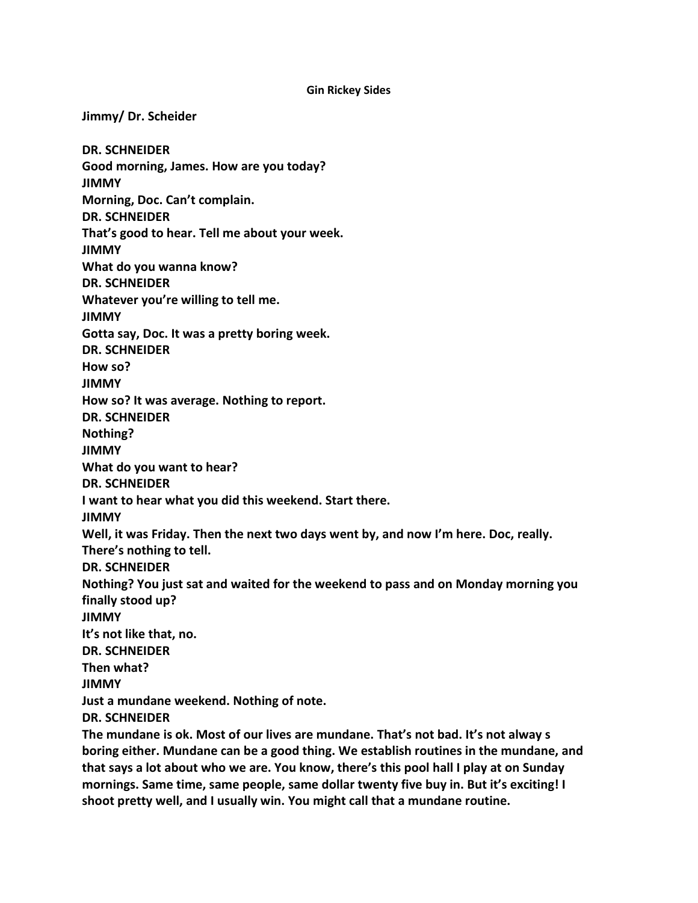**Gin Rickey Sides**

**Jimmy/ Dr. Scheider**

**DR. SCHNEIDER**
**Good morning, James. How are you today?**
**JIMMY**
**Morning, Doc. Can't complain.**
**DR. SCHNEIDER**
**That's good to hear. Tell me about your week.**
**JIMMY**
**What do you wanna know?**
**DR. SCHNEIDER**
**Whatever you're willing to tell me.**
**JIMMY**
**Gotta say, Doc. It was a pretty boring week.**
**DR. SCHNEIDER**
**How so?**
**JIMMY**
**How so? It was average. Nothing to report.**
**DR. SCHNEIDER**
**Nothing?**
**JIMMY**
**What do you want to hear?**
**DR. SCHNEIDER**
**I want to hear what you did this weekend. Start there.**
**JIMMY**
**Well, it was Friday. Then the next two days went by, and now I'm here. Doc, really. There's nothing to tell.**
**DR. SCHNEIDER**
**Nothing? You just sat and waited for the weekend to pass and on Monday morning you finally stood up?**
**JIMMY**
**It's not like that, no.**
**DR. SCHNEIDER**
**Then what?**
**JIMMY**
**Just a mundane weekend. Nothing of note.**
**DR. SCHNEIDER**
**The mundane is ok. Most of our lives are mundane. That's not bad. It's not alway s boring either. Mundane can be a good thing. We establish routines in the mundane, and that says a lot about who we are. You know, there's this pool hall I play at on Sunday mornings. Same time, same people, same dollar twenty five buy in. But it's exciting! I shoot pretty well, and I usually win. You might call that a mundane routine.**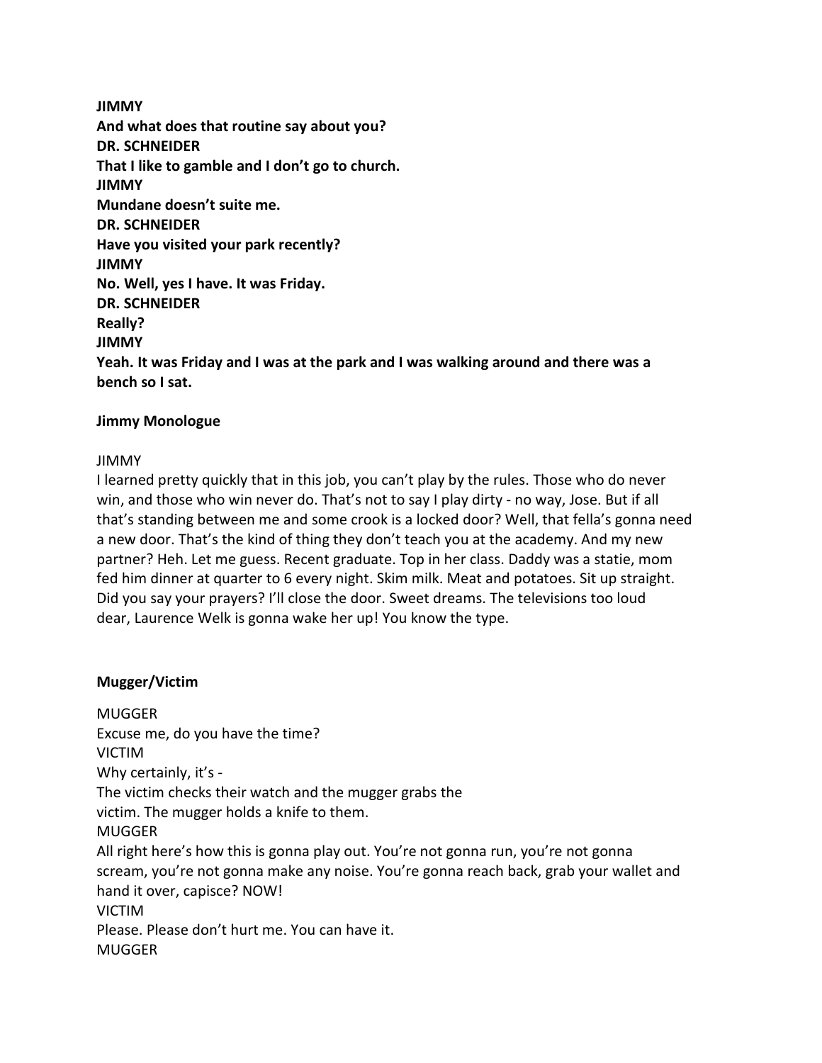**JIMMY**
**And what does that routine say about you?**
**DR. SCHNEIDER**
**That I like to gamble and I don't go to church.**
**JIMMY**
**Mundane doesn't suite me.**
**DR. SCHNEIDER**
**Have you visited your park recently?**
**JIMMY**
**No. Well, yes I have. It was Friday.**
**DR. SCHNEIDER**
**Really?**
**JIMMY**
**Yeah. It was Friday and I was at the park and I was walking around and there was a bench so I sat.**

**Jimmy Monologue**

JIMMY
I learned pretty quickly that in this job, you can't play by the rules. Those who do never win, and those who win never do. That's not to say I play dirty - no way, Jose. But if all that's standing between me and some crook is a locked door? Well, that fella's gonna need a new door. That's the kind of thing they don't teach you at the academy. And my new partner? Heh. Let me guess. Recent graduate. Top in her class. Daddy was a statie, mom fed him dinner at quarter to 6 every night. Skim milk. Meat and potatoes. Sit up straight. Did you say your prayers? I'll close the door. Sweet dreams. The televisions too loud dear, Laurence Welk is gonna wake her up! You know the type.

**Mugger/Victim**

MUGGER
Excuse me, do you have the time?
VICTIM
Why certainly, it's -
The victim checks their watch and the mugger grabs the victim. The mugger holds a knife to them.
MUGGER
All right here's how this is gonna play out. You're not gonna run, you're not gonna scream, you're not gonna make any noise. You're gonna reach back, grab your wallet and hand it over, capisce? NOW!
VICTIM
Please. Please don't hurt me. You can have it.
MUGGER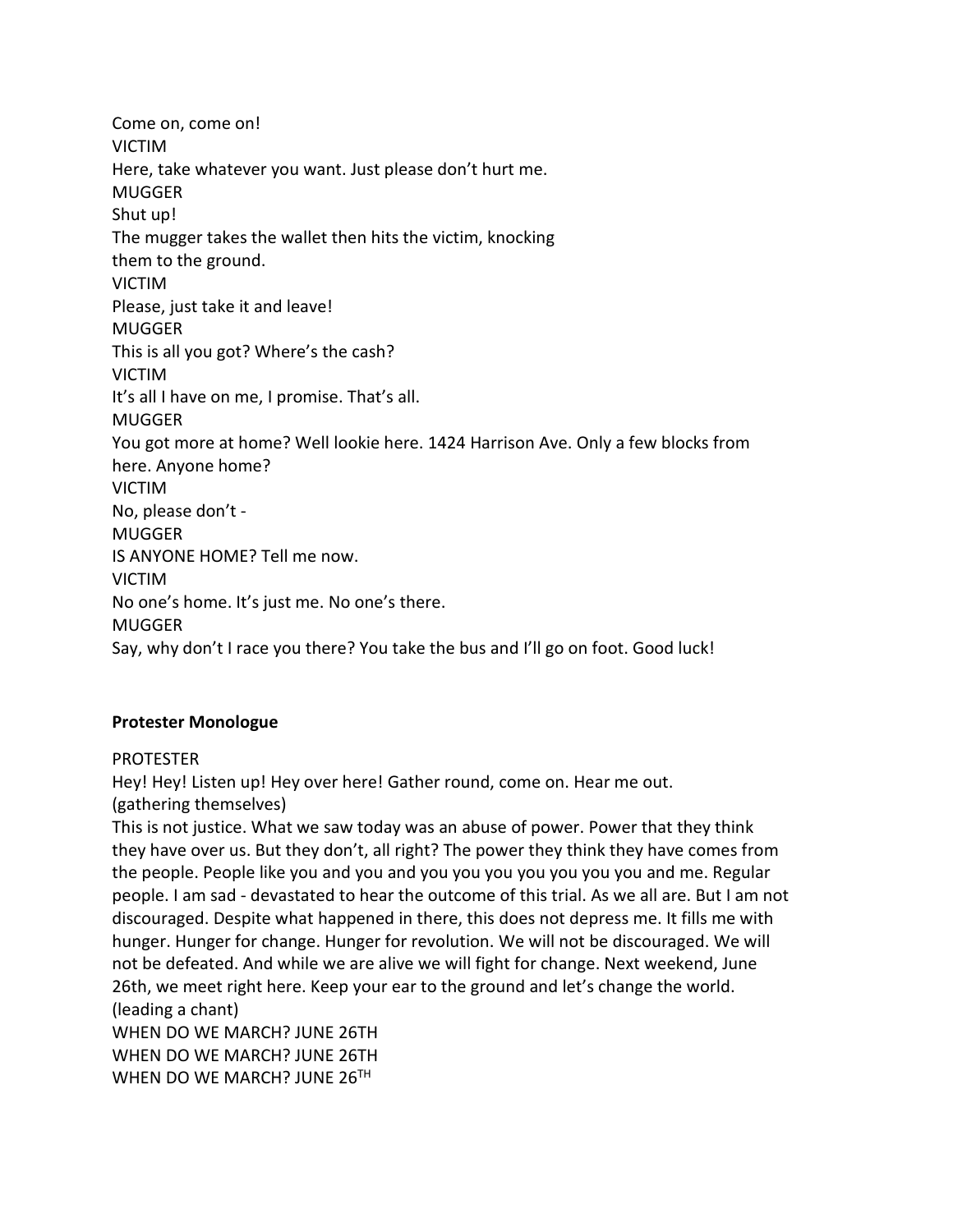Come on, come on!

VICTIM

Here, take whatever you want. Just please don't hurt me.

MUGGER

Shut up!

The mugger takes the wallet then hits the victim, knocking them to the ground.

VICTIM

Please, just take it and leave!

MUGGER

This is all you got? Where's the cash?

VICTIM

It's all I have on me, I promise. That's all.

MUGGER

You got more at home? Well lookie here. 1424 Harrison Ave. Only a few blocks from here. Anyone home?

VICTIM

No, please don't -

MUGGER

IS ANYONE HOME? Tell me now.

VICTIM

No one's home. It's just me. No one's there.

MUGGER

Say, why don't I race you there? You take the bus and I'll go on foot. Good luck!

**Protester Monologue**

PROTESTER

Hey! Hey! Listen up! Hey over here! Gather round, come on. Hear me out.

(gathering themselves)

This is not justice. What we saw today was an abuse of power. Power that they think they have over us. But they don't, all right? The power they think they have comes from the people. People like you and you and you you you you you you and me. Regular people. I am sad - devastated to hear the outcome of this trial. As we all are. But I am not discouraged. Despite what happened in there, this does not depress me. It fills me with hunger. Hunger for change. Hunger for revolution. We will not be discouraged. We will not be defeated. And while we are alive we will fight for change. Next weekend, June 26th, we meet right here. Keep your ear to the ground and let's change the world.

(leading a chant)

WHEN DO WE MARCH? JUNE 26TH

WHEN DO WE MARCH? JUNE 26TH

WHEN DO WE MARCH? JUNE 26TH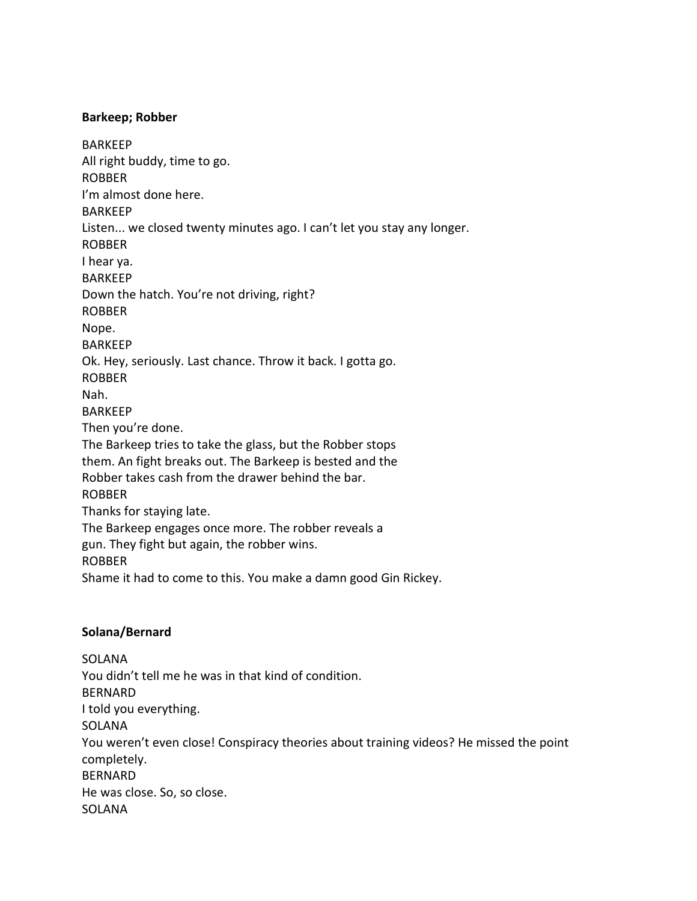**Barkeep; Robber**

BARKEEP
All right buddy, time to go.
ROBBER
I'm almost done here.
BARKEEP
Listen... we closed twenty minutes ago. I can't let you stay any longer.
ROBBER
I hear ya.
BARKEEP
Down the hatch. You're not driving, right?
ROBBER
Nope.
BARKEEP
Ok. Hey, seriously. Last chance. Throw it back. I gotta go.
ROBBER
Nah.
BARKEEP
Then you're done.
The Barkeep tries to take the glass, but the Robber stops
them. An fight breaks out. The Barkeep is bested and the
Robber takes cash from the drawer behind the bar.
ROBBER
Thanks for staying late.
The Barkeep engages once more. The robber reveals a
gun. They fight but again, the robber wins.
ROBBER
Shame it had to come to this. You make a damn good Gin Rickey.

**Solana/Bernard**

SOLANA
You didn't tell me he was in that kind of condition.
BERNARD
I told you everything.
SOLANA
You weren't even close! Conspiracy theories about training videos? He missed the point completely.
BERNARD
He was close. So, so close.
SOLANA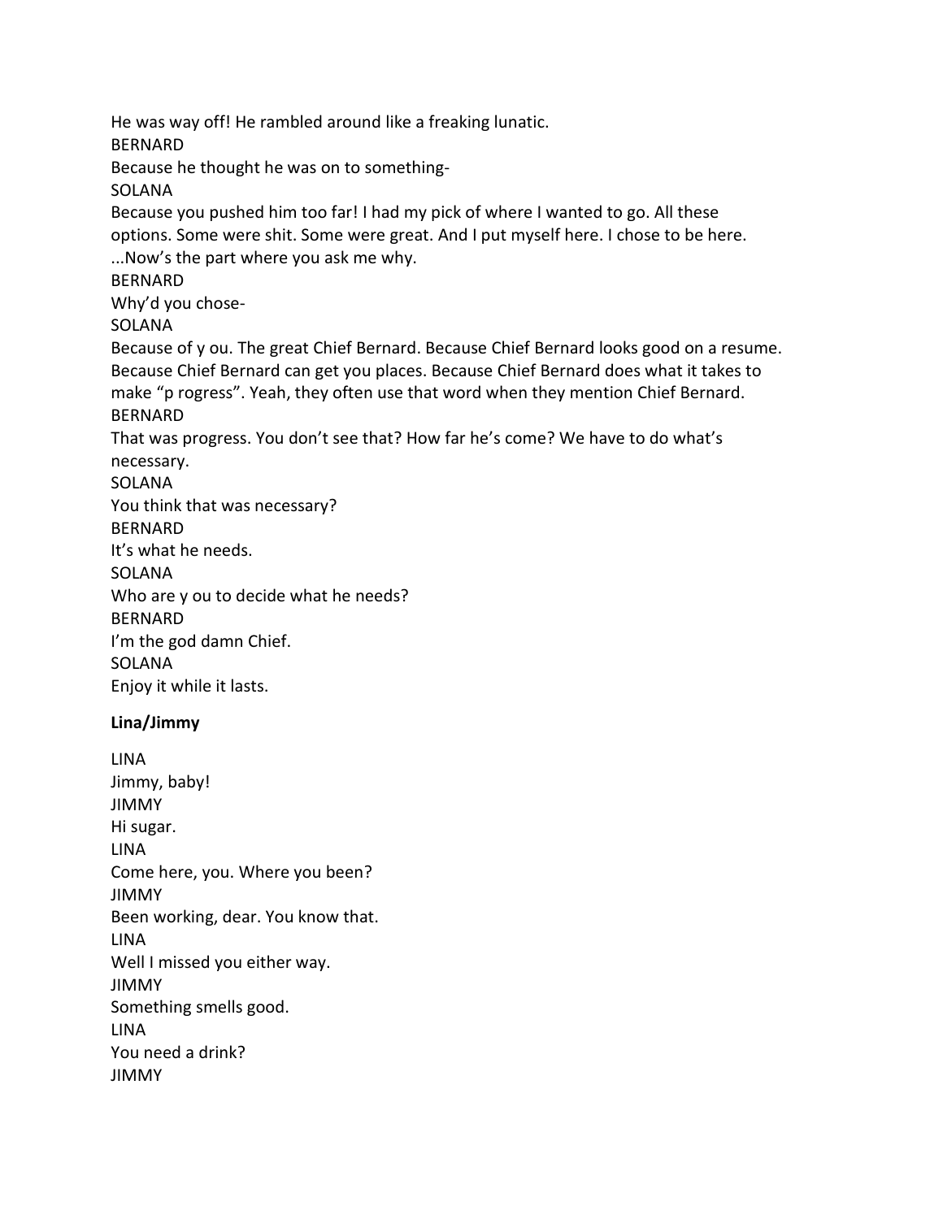He was way off! He rambled around like a freaking lunatic.

BERNARD

Because he thought he was on to something-

SOLANA

Because you pushed him too far! I had my pick of where I wanted to go. All these options. Some were shit. Some were great. And I put myself here. I chose to be here. ...Now's the part where you ask me why.

BERNARD

Why'd you chose-

SOLANA

Because of y ou. The great Chief Bernard. Because Chief Bernard looks good on a resume. Because Chief Bernard can get you places. Because Chief Bernard does what it takes to make "p rogress". Yeah, they often use that word when they mention Chief Bernard.

BERNARD

That was progress. You don't see that? How far he's come? We have to do what's necessary.

SOLANA

You think that was necessary?

BERNARD

It's what he needs.

SOLANA

Who are y ou to decide what he needs?

BERNARD

I'm the god damn Chief.

SOLANA

Enjoy it while it lasts.

**Lina/Jimmy**

LINA

Jimmy, baby!

JIMMY

Hi sugar.

LINA

Come here, you. Where you been?

JIMMY

Been working, dear. You know that.

LINA

Well I missed you either way.

JIMMY

Something smells good.

LINA

You need a drink?

JIMMY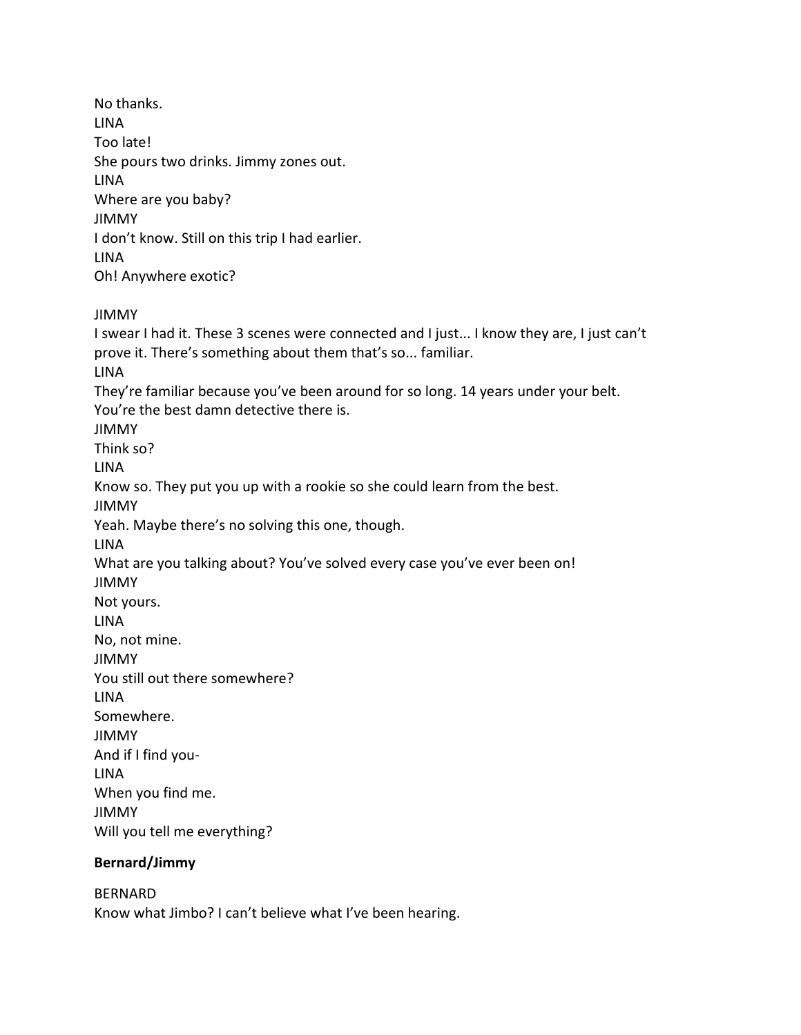No thanks.

LINA

Too late!

She pours two drinks. Jimmy zones out.

LINA

Where are you baby?

JIMMY

I don't know. Still on this trip I had earlier.

LINA

Oh! Anywhere exotic?

JIMMY

I swear I had it. These 3 scenes were connected and I just... I know they are, I just can't prove it. There's something about them that's so... familiar.

LINA

They're familiar because you've been around for so long. 14 years under your belt. You're the best damn detective there is.

JIMMY

Think so?

LINA

Know so. They put you up with a rookie so she could learn from the best.

JIMMY

Yeah. Maybe there's no solving this one, though.

LINA

What are you talking about? You've solved every case you've ever been on!

JIMMY

Not yours.

LINA

No, not mine.

JIMMY

You still out there somewhere?

LINA

Somewhere.

JIMMY

And if I find you-

LINA

When you find me.

JIMMY

Will you tell me everything?

**Bernard/Jimmy**

BERNARD

Know what Jimbo? I can't believe what I've been hearing.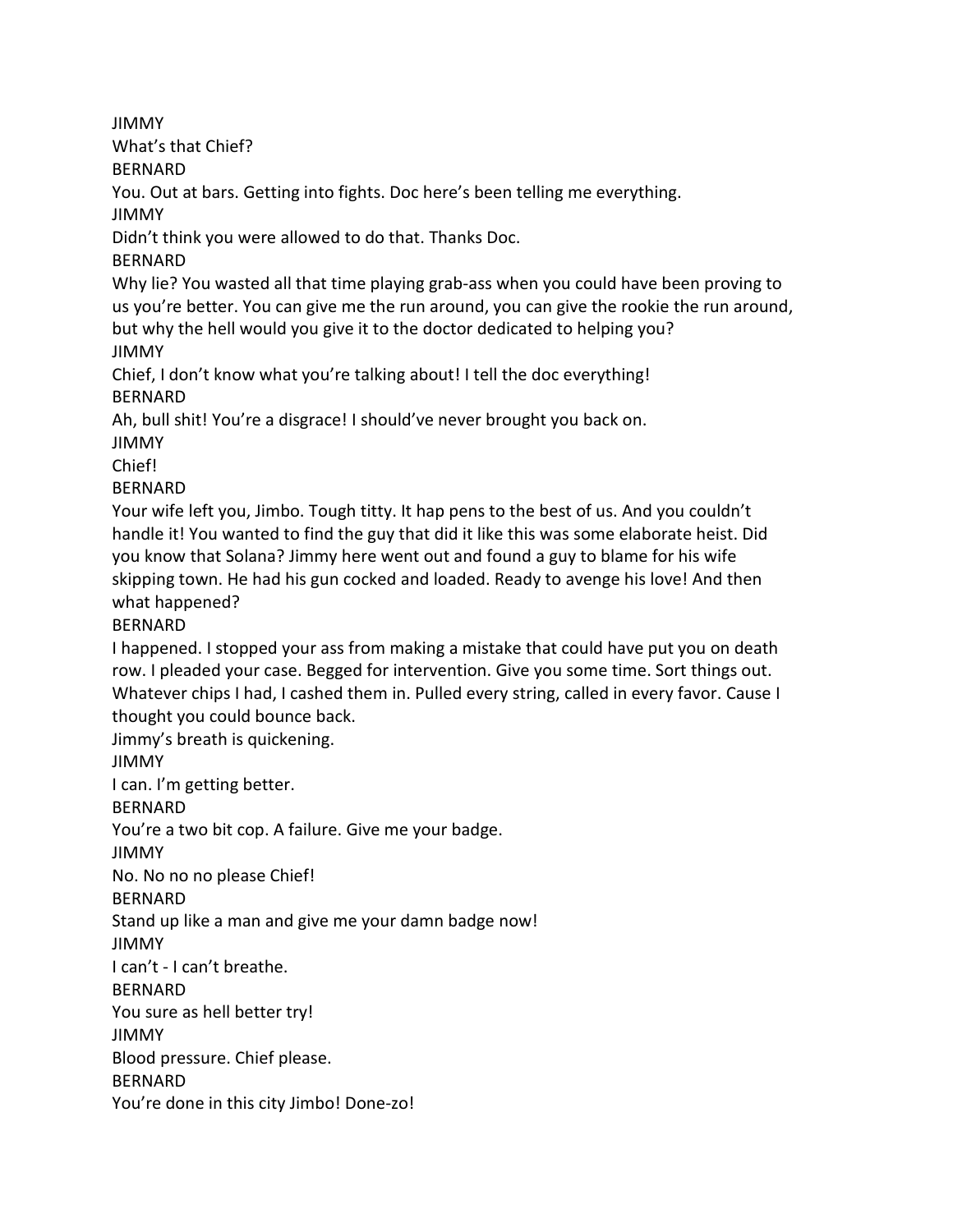JIMMY
What's that Chief?
BERNARD
You. Out at bars. Getting into fights. Doc here's been telling me everything.
JIMMY
Didn't think you were allowed to do that. Thanks Doc.
BERNARD
Why lie? You wasted all that time playing grab-ass when you could have been proving to us you're better. You can give me the run around, you can give the rookie the run around, but why the hell would you give it to the doctor dedicated to helping you?
JIMMY
Chief, I don't know what you're talking about! I tell the doc everything!
BERNARD
Ah, bull shit! You're a disgrace! I should've never brought you back on.
JIMMY
Chief!
BERNARD
Your wife left you, Jimbo. Tough titty. It hap pens to the best of us. And you couldn't handle it! You wanted to find the guy that did it like this was some elaborate heist. Did you know that Solana? Jimmy here went out and found a guy to blame for his wife skipping town. He had his gun cocked and loaded. Ready to avenge his love! And then what happened?
BERNARD
I happened. I stopped your ass from making a mistake that could have put you on death row. I pleaded your case. Begged for intervention. Give you some time. Sort things out. Whatever chips I had, I cashed them in. Pulled every string, called in every favor. Cause I thought you could bounce back.
Jimmy's breath is quickening.
JIMMY
I can. I'm getting better.
BERNARD
You're a two bit cop. A failure. Give me your badge.
JIMMY
No. No no no please Chief!
BERNARD
Stand up like a man and give me your damn badge now!
JIMMY
I can't - I can't breathe.
BERNARD
You sure as hell better try!
JIMMY
Blood pressure. Chief please.
BERNARD
You're done in this city Jimbo! Done-zo!